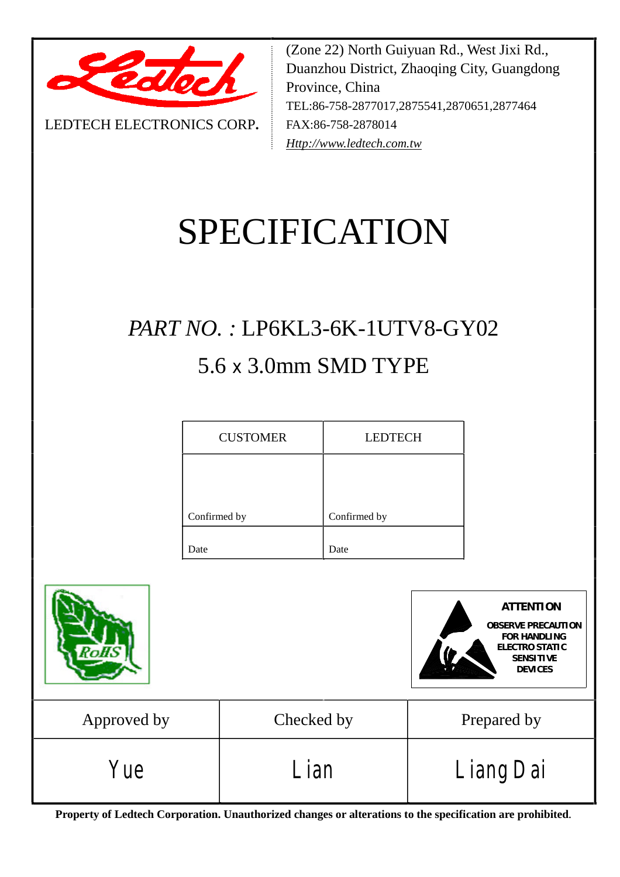LEDTECH ELECTRONICS CORP.

(Zone 22) North Guiyuan Rd., West Jixi Rd., Duanzhou District, Zhaoqing City, Guangdong Province, China
TEL:86-758-2877017,2875541,2870651,2877464
FAX:86-758-2878014
*Http://www.ledtech.com.tw*

# SPECIFICATION

## *PART NO. :* LP6KL3-6K-1UTV8-GY02

## 5.6 x 3.0mm SMD TYPE

| CUSTOMER | LEDTECH |
|---|---|
| Confirmed by | Confirmed by |
| Date | Date |

RoHS

**ATTENTION**
**OBSERVE PRECAUTION FOR HANDLING ELECTRO STATIC SENSITIVE DEVICES**

| Approved by | Checked by | Prepared by |
|---|---|---|
| Yue | Lian | Liang Dai |

**Property of Ledtech Corporation. Unauthorized changes or alterations to the specification are prohibited.**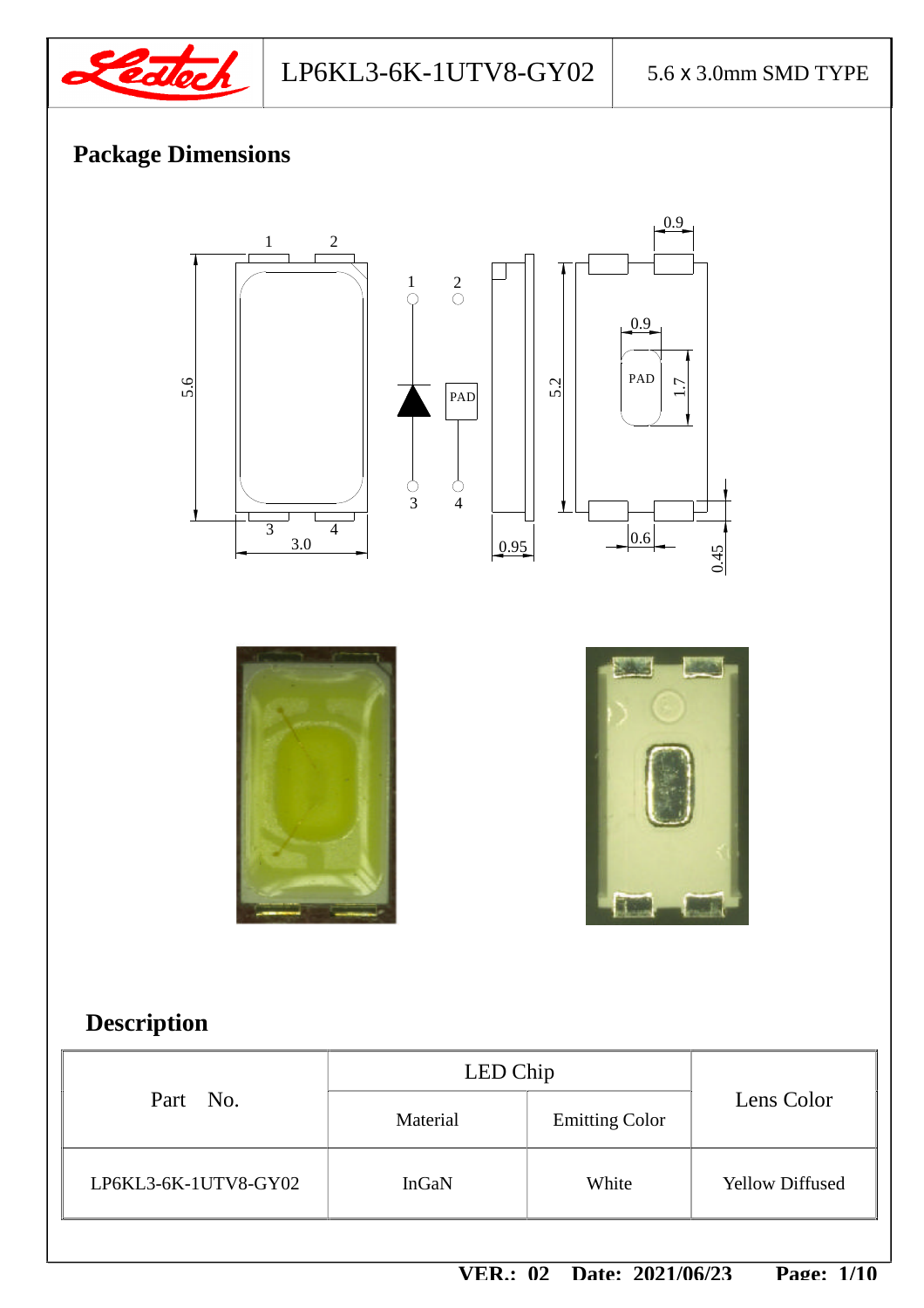## Package Dimensions

## Description

| Part No. | LED Chip | | Lens Color |
|---|---|---|---|
| | Material | Emitting Color | |
| LP6KL3-6K-1UTV8-GY02 | InGaN | White | Yellow Diffused |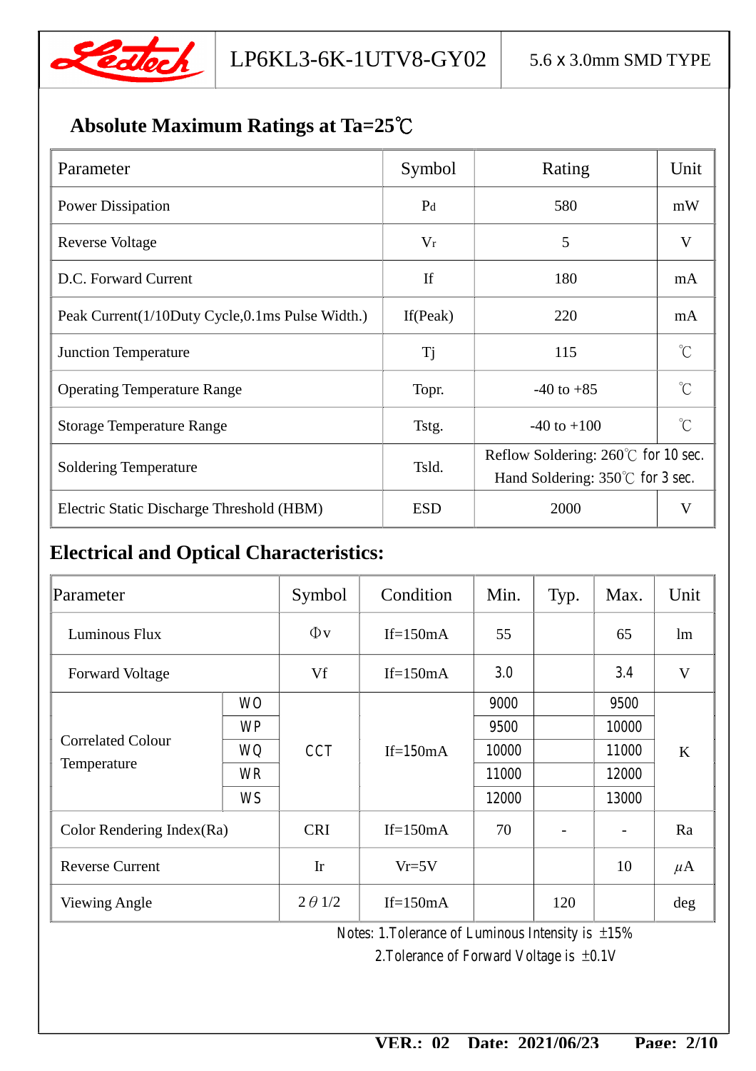## Absolute Maximum Ratings at Ta=25℃

| Parameter | Symbol | Rating | Unit |
|---|---|---|---|
| Power Dissipation | $P_d$ | 580 | mW |
| Reverse Voltage | $V_r$ | 5 | V |
| D.C. Forward Current | If | 180 | mA |
| Peak Current(1/10Duty Cycle,0.1ms Pulse Width.) | If(Peak) | 220 | mA |
| Junction Temperature | Tj | 115 | ℃ |
| Operating Temperature Range | Topr. | -40 to +85 | ℃ |
| Storage Temperature Range | Tstg. | -40 to +100 | ℃ |
| Soldering Temperature | Tsld. | Reflow Soldering: 260℃ for 10 sec.<br>Hand Soldering: 350℃ for 3 sec. | |
| Electric Static Discharge Threshold (HBM) | ESD | 2000 | V |

## Electrical and Optical Characteristics:

| Parameter | | Symbol | Condition | Min. | Typ. | Max. | Unit |
|---|---|---|---|---|---|---|---|
| Luminous Flux | | Φv | If=150mA | 55 | | 65 | lm |
| Forward Voltage | | Vf | If=150mA | 3.0 | | 3.4 | V |
| Correlated Colour Temperature | WO | CCT | If=150mA | 9000 | | 9500 | K |
| | WP | | | 9500 | | 10000 | |
| | WQ | | | 10000 | | 11000 | |
| | WR | | | 11000 | | 12000 | |
| | WS | | | 12000 | | 13000 | |
| Color Rendering Index(Ra) | | CRI | If=150mA | 70 | - | - | Ra |
| Reverse Current | | Ir | Vr=5V | | | 10 | μA |
| Viewing Angle | | 2θ1/2 | If=150mA | | 120 | | deg |

Notes: 1.Tolerance of Luminous Intensity is ±15%

2.Tolerance of Forward Voltage is ±0.1V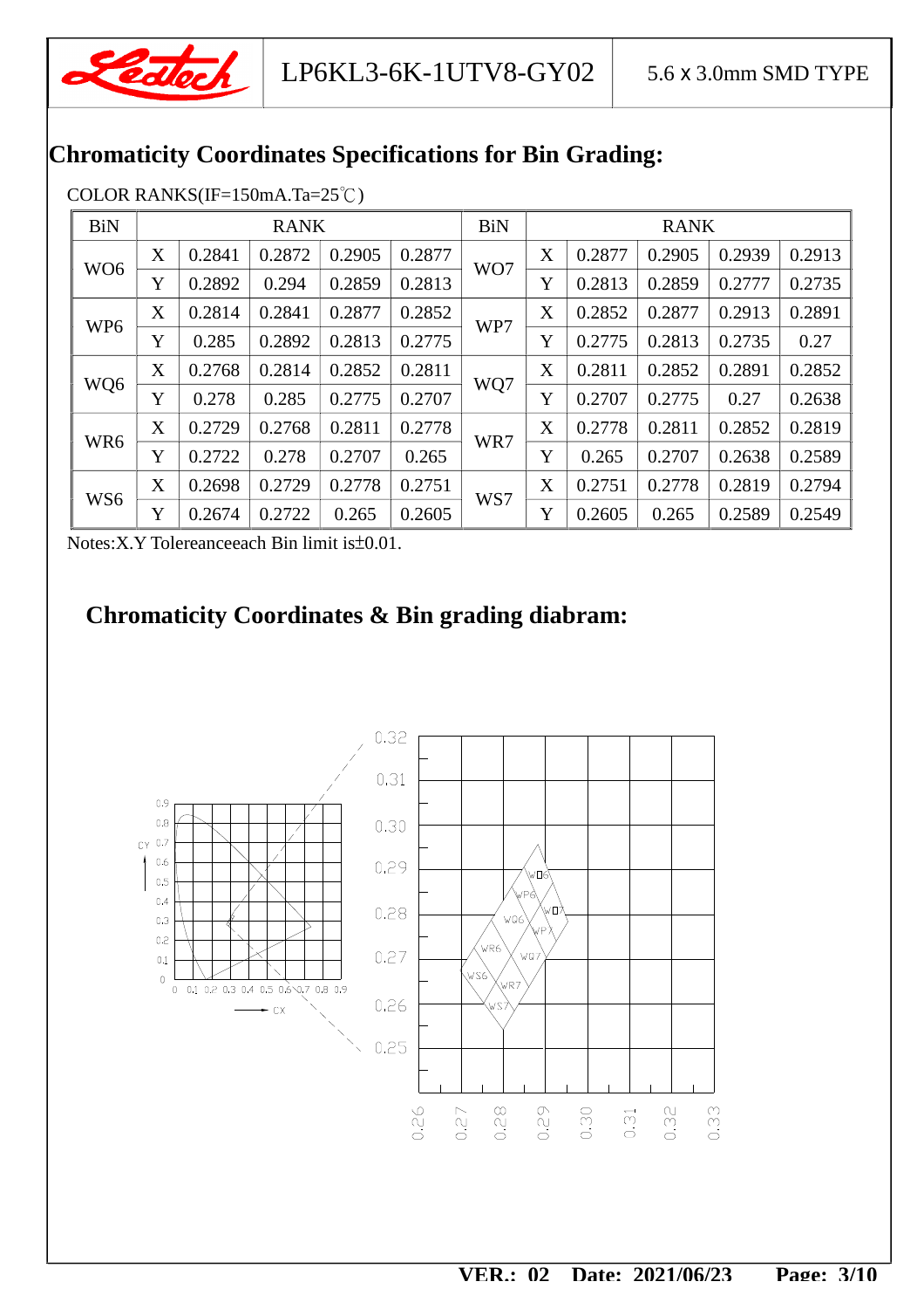## Chromaticity Coordinates Specifications for Bin Grading:

COLOR RANKS(IF=150mA.Ta=25℃)

| BiN | | RANK | | | | BiN | | RANK | | | |
|---|---|---|---|---|---|---|---|---|---|---|---|
| WO6 | X | 0.2841 | 0.2872 | 0.2905 | 0.2877 | WO7 | X | 0.2877 | 0.2905 | 0.2939 | 0.2913 |
| | Y | 0.2892 | 0.294 | 0.2859 | 0.2813 | | Y | 0.2813 | 0.2859 | 0.2777 | 0.2735 |
| WP6 | X | 0.2814 | 0.2841 | 0.2877 | 0.2852 | WP7 | X | 0.2852 | 0.2877 | 0.2913 | 0.2891 |
| | Y | 0.285 | 0.2892 | 0.2813 | 0.2775 | | Y | 0.2775 | 0.2813 | 0.2735 | 0.27 |
| WQ6 | X | 0.2768 | 0.2814 | 0.2852 | 0.2811 | WQ7 | X | 0.2811 | 0.2852 | 0.2891 | 0.2852 |
| | Y | 0.278 | 0.285 | 0.2775 | 0.2707 | | Y | 0.2707 | 0.2775 | 0.27 | 0.2638 |
| WR6 | X | 0.2729 | 0.2768 | 0.2811 | 0.2778 | WR7 | X | 0.2778 | 0.2811 | 0.2852 | 0.2819 |
| | Y | 0.2722 | 0.278 | 0.2707 | 0.265 | | Y | 0.265 | 0.2707 | 0.2638 | 0.2589 |
| WS6 | X | 0.2698 | 0.2729 | 0.2778 | 0.2751 | WS7 | X | 0.2751 | 0.2778 | 0.2819 | 0.2794 |
| | Y | 0.2674 | 0.2722 | 0.265 | 0.2605 | | Y | 0.2605 | 0.265 | 0.2589 | 0.2549 |

Notes:X.Y Tolereanceeach Bin limit is±0.01.

## Chromaticity Coordinates & Bin grading diabram: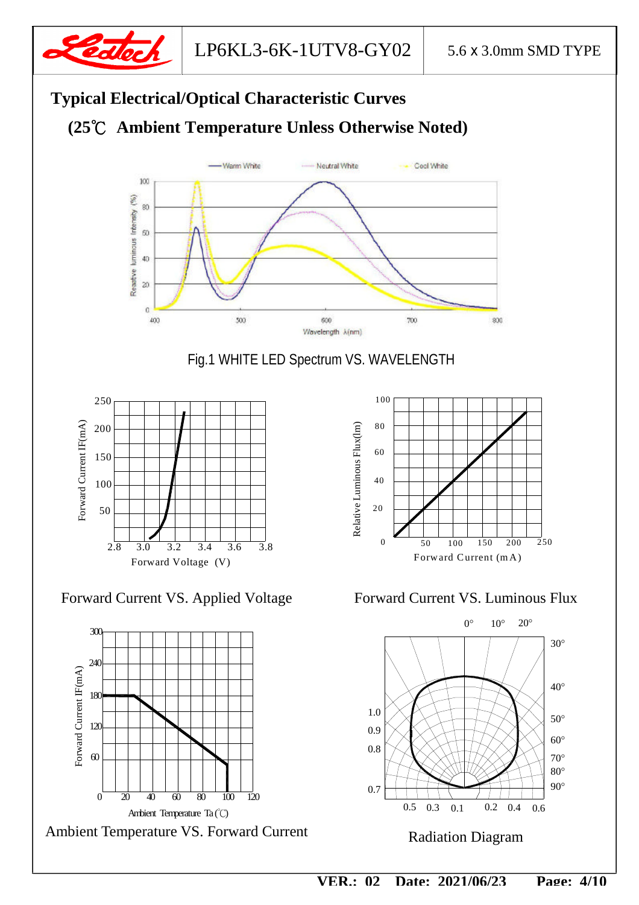## Typical Electrical/Optical Characteristic Curves

### (25℃ Ambient Temperature Unless Otherwise Noted)

Fig.1 WHITE LED Spectrum VS. WAVELENGTH

Forward Current VS. Applied Voltage

Forward Current VS. Luminous Flux

Ambient Temperature VS. Forward Current

Radiation Diagram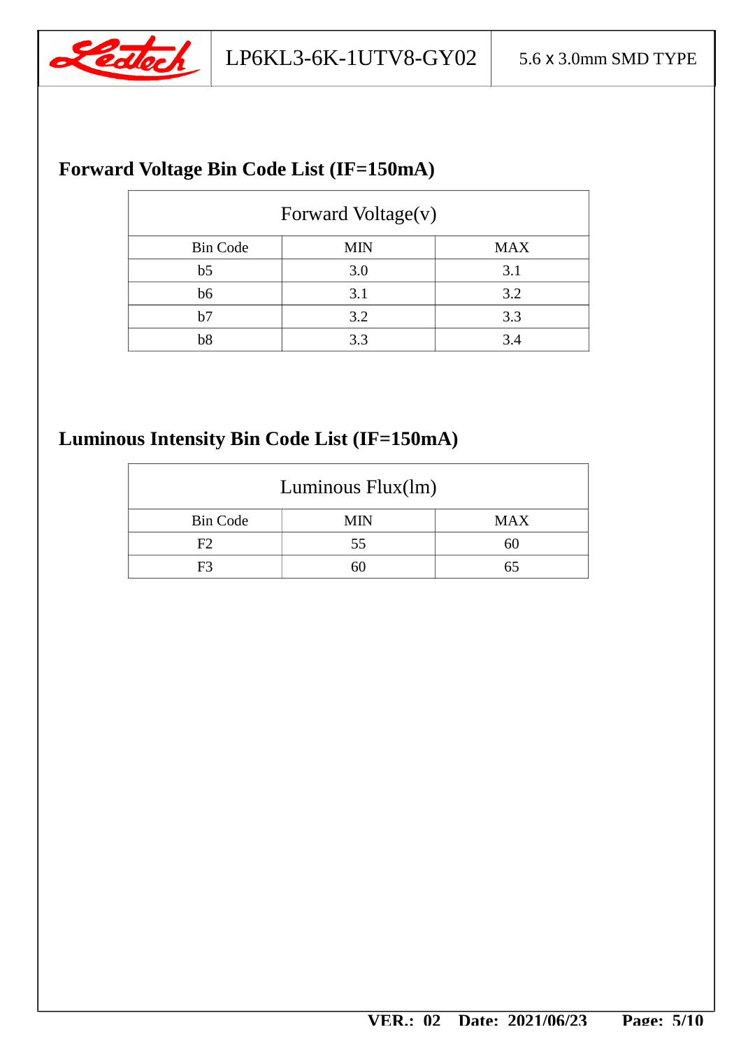## Forward Voltage Bin Code List (IF=150mA)

| Forward Voltage(v) | | |
|---|---|---|
| Bin Code | MIN | MAX |
| b5 | 3.0 | 3.1 |
| b6 | 3.1 | 3.2 |
| b7 | 3.2 | 3.3 |
| b8 | 3.3 | 3.4 |

## Luminous Intensity Bin Code List (IF=150mA)

| Luminous Flux(lm) | | |
|---|---|---|
| Bin Code | MIN | MAX |
| F2 | 55 | 60 |
| F3 | 60 | 65 |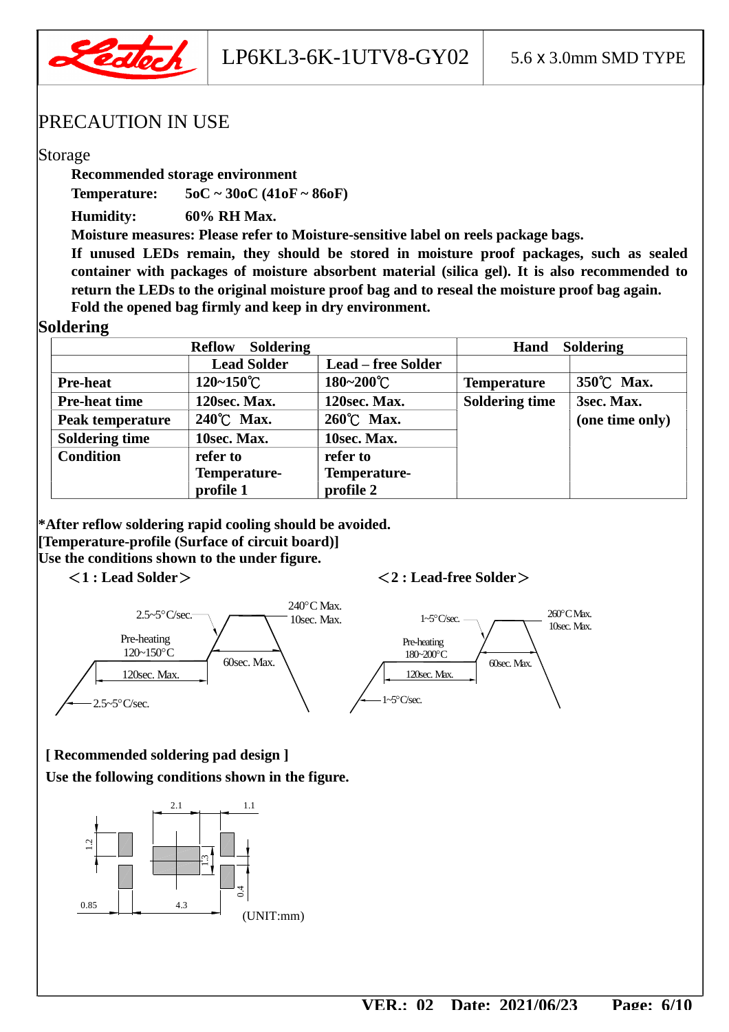## PRECAUTION IN USE

### Storage

**Recommended storage environment**

**Temperature: 5oC ~ 30oC (41oF ~ 86oF)**

**Humidity: 60% RH Max.**

**Moisture measures: Please refer to Moisture-sensitive label on reels package bags.**

**If unused LEDs remain, they should be stored in moisture proof packages, such as sealed container with packages of moisture absorbent material (silica gel). It is also recommended to return the LEDs to the original moisture proof bag and to reseal the moisture proof bag again.**

**Fold the opened bag firmly and keep in dry environment.**

### Soldering

| | Reflow Soldering | | Hand Soldering | |
|---|---|---|---|---|
| | Lead Solder | Lead – free Solder | | |
| Pre-heat | 120~150℃ | 180~200℃ | Temperature | 350℃ Max. |
| Pre-heat time | 120sec. Max. | 120sec. Max. | Soldering time | 3sec. Max. (one time only) |
| Peak temperature | 240℃ Max. | 260℃ Max. | | |
| Soldering time | 10sec. Max. | 10sec. Max. | | |
| Condition | refer to Temperature-profile 1 | refer to Temperature-profile 2 | | |

**\*After reflow soldering rapid cooling should be avoided.**

**[Temperature-profile (Surface of circuit board)]**

**Use the conditions shown to the under figure.**

**＜1 : Lead Solder＞**

2.5~5°C/sec.; 240°C Max. 10sec. Max.; Pre-heating 120~150°C; 60sec. Max.; 120sec. Max.; 2.5~5°C/sec.

**＜2 : Lead-free Solder＞**

1~5°C/sec.; 260°C Max. 10sec. Max.; Pre-heating 180~200°C; 60sec. Max.; 120sec. Max.; 1~5°C/sec.

**[ Recommended soldering pad design ]**

**Use the following conditions shown in the figure.**

2.1; 1.1; 1.2; 1.3; 0.4; 0.85; 4.3

(UNIT:mm)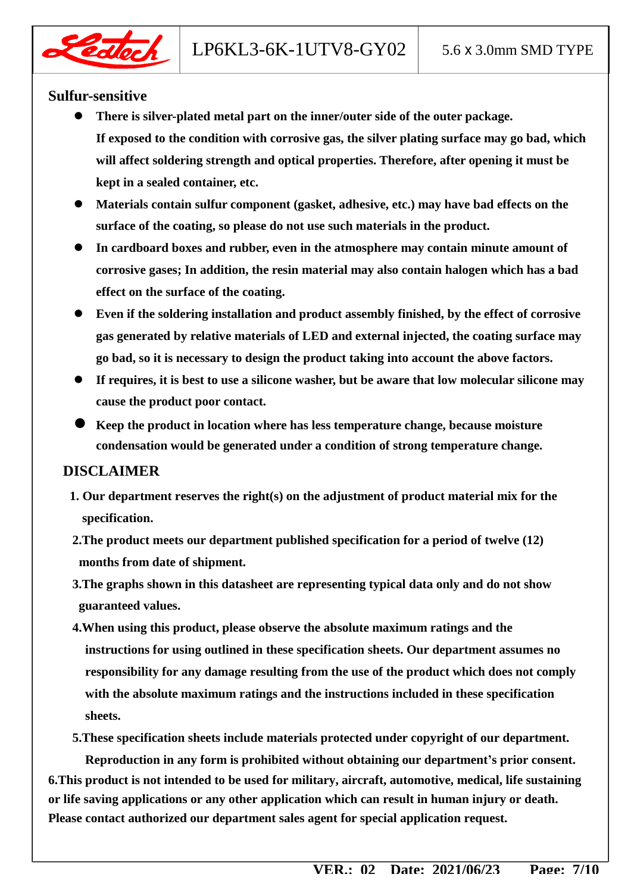## Sulfur-sensitive

- **There is silver-plated metal part on the inner/outer side of the outer package. If exposed to the condition with corrosive gas, the silver plating surface may go bad, which will affect soldering strength and optical properties. Therefore, after opening it must be kept in a sealed container, etc.**
- **Materials contain sulfur component (gasket, adhesive, etc.) may have bad effects on the surface of the coating, so please do not use such materials in the product.**
- **In cardboard boxes and rubber, even in the atmosphere may contain minute amount of corrosive gases; In addition, the resin material may also contain halogen which has a bad effect on the surface of the coating.**
- **Even if the soldering installation and product assembly finished, by the effect of corrosive gas generated by relative materials of LED and external injected, the coating surface may go bad, so it is necessary to design the product taking into account the above factors.**
- **If requires, it is best to use a silicone washer, but be aware that low molecular silicone may cause the product poor contact.**
- **Keep the product in location where has less temperature change, because moisture condensation would be generated under a condition of strong temperature change.**

## DISCLAIMER

**1. Our department reserves the right(s) on the adjustment of product material mix for the specification.**

**2.The product meets our department published specification for a period of twelve (12) months from date of shipment.**

**3.The graphs shown in this datasheet are representing typical data only and do not show guaranteed values.**

**4.When using this product, please observe the absolute maximum ratings and the instructions for using outlined in these specification sheets. Our department assumes no responsibility for any damage resulting from the use of the product which does not comply with the absolute maximum ratings and the instructions included in these specification sheets.**

**5.These specification sheets include materials protected under copyright of our department. Reproduction in any form is prohibited without obtaining our department's prior consent.**

**6.This product is not intended to be used for military, aircraft, automotive, medical, life sustaining or life saving applications or any other application which can result in human injury or death. Please contact authorized our department sales agent for special application request.**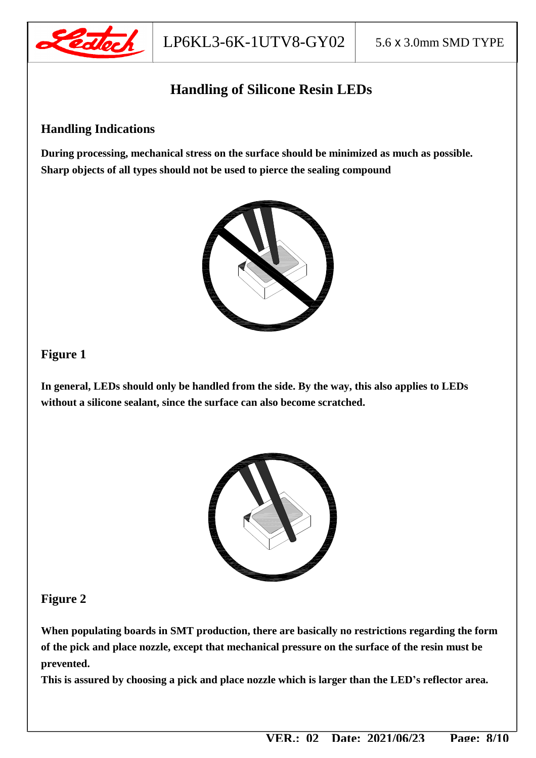# Handling of Silicone Resin LEDs

## Handling Indications

**During processing, mechanical stress on the surface should be minimized as much as possible. Sharp objects of all types should not be used to pierce the sealing compound**

## Figure 1

**In general, LEDs should only be handled from the side. By the way, this also applies to LEDs without a silicone sealant, since the surface can also become scratched.**

## Figure 2

**When populating boards in SMT production, there are basically no restrictions regarding the form of the pick and place nozzle, except that mechanical pressure on the surface of the resin must be prevented.**
**This is assured by choosing a pick and place nozzle which is larger than the LED's reflector area.**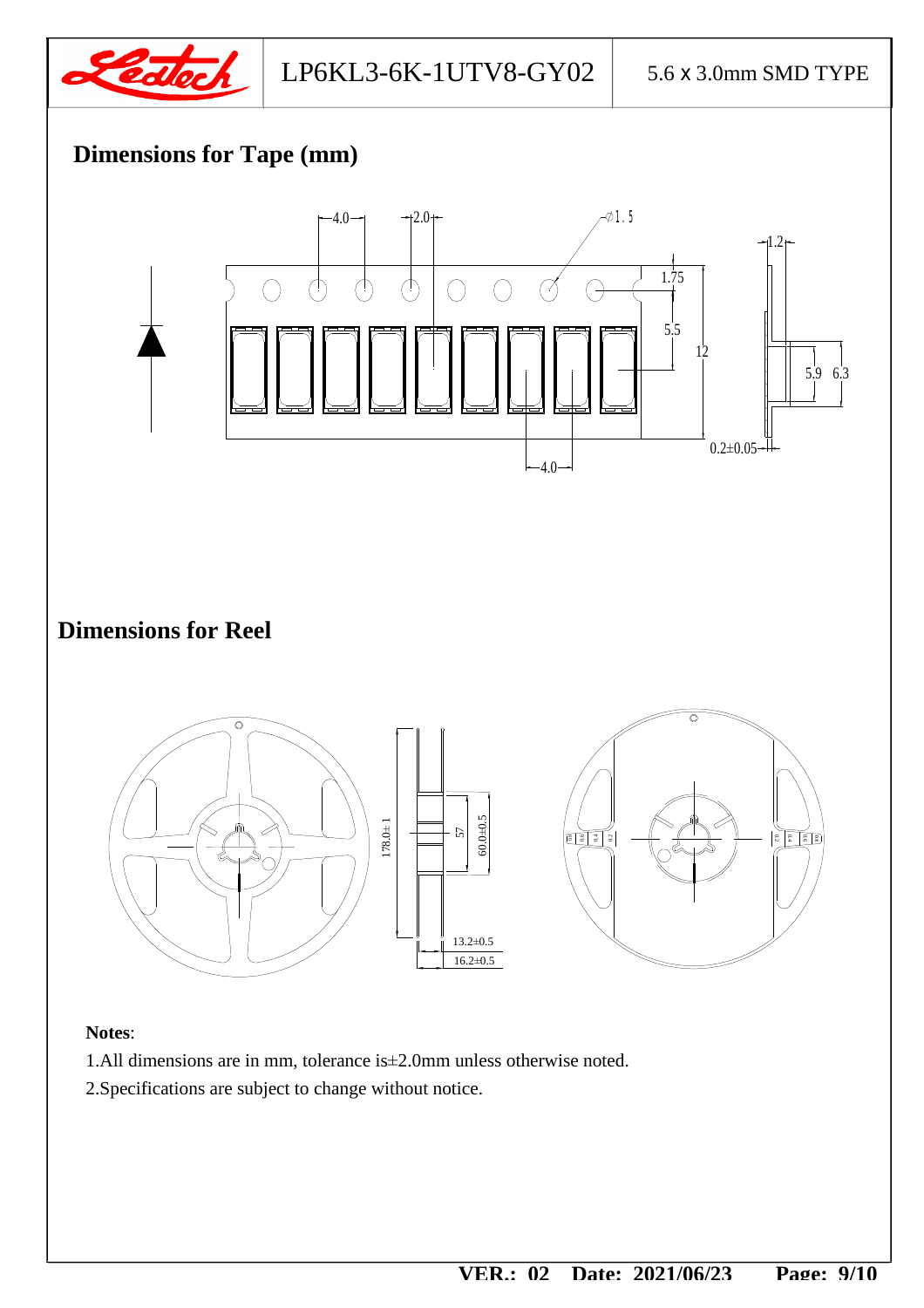## Dimensions for Tape (mm)

## Dimensions for Reel

**Notes**:

1.All dimensions are in mm, tolerance is±2.0mm unless otherwise noted.

2.Specifications are subject to change without notice.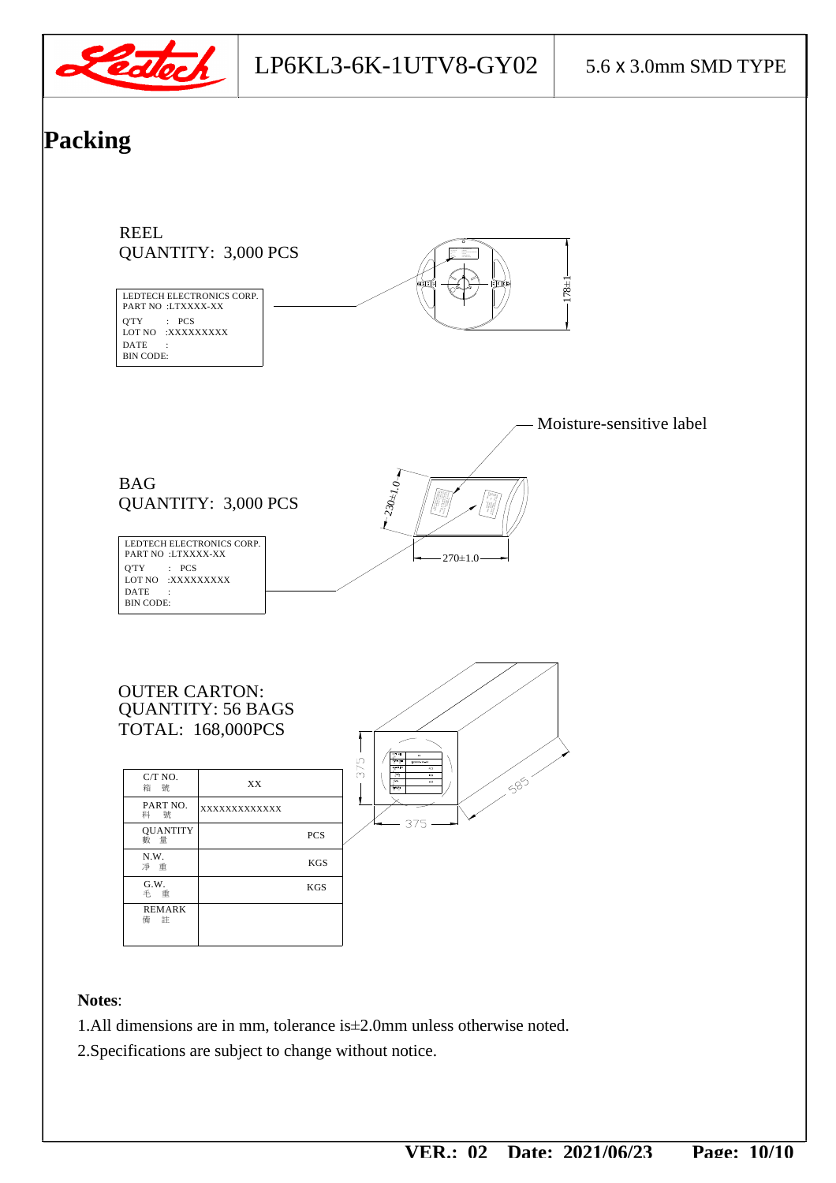# Packing

REEL
QUANTITY: 3,000 PCS

LEDTECH ELECTRONICS CORP.
PART NO :LTXXXX-XX
Q'TY : PCS
LOT NO :XXXXXXXXX
DATE :
BIN CODE:

178±1

Moisture-sensitive label

BAG
QUANTITY: 3,000 PCS

LEDTECH ELECTRONICS CORP.
PART NO :LTXXXX-XX
Q'TY : PCS
LOT NO :XXXXXXXXX
DATE :
BIN CODE:

230±1.0

270±1.0

OUTER CARTON:
QUANTITY: 56 BAGS
TOTAL: 168,000PCS

| | |
|---|---|
| C/T NO. 箱 號 | XX |
| PART NO. 料 號 | XXXXXXXXXXXXX |
| QUANTITY 數 量 | PCS |
| N.W. 淨 重 | KGS |
| G.W. 毛 重 | KGS |
| REMARK 備 註 | |

375

375

585

**Notes**:

1.All dimensions are in mm, tolerance is±2.0mm unless otherwise noted.

2.Specifications are subject to change without notice.